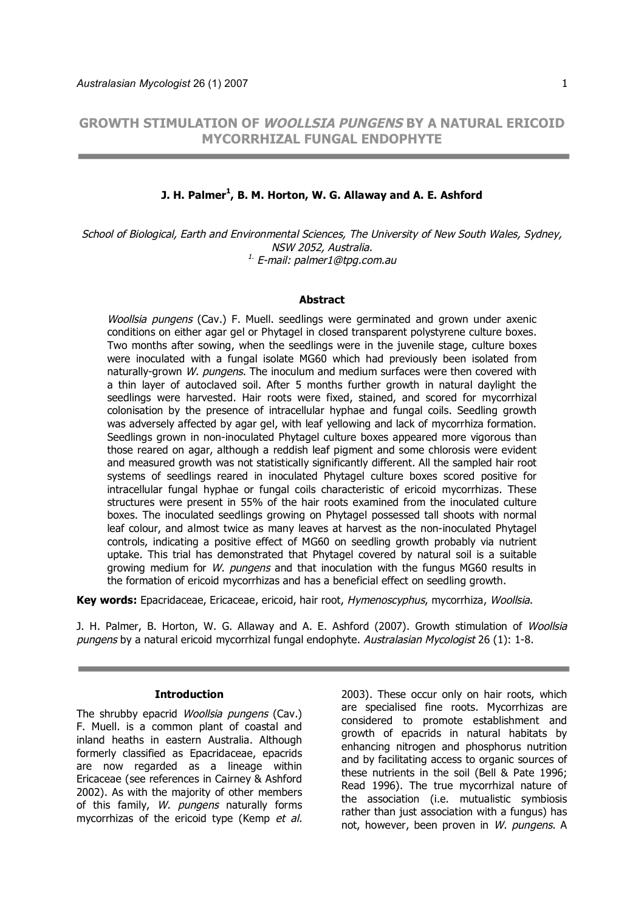# GROWTH STIMULATION OF *WOOLLSIA PUNGENS* BY A NATURAL ERICOID MYCORRHIZAL FUNGAL ENDOPHYTE

**J. H. Palmer[1], B. M. Horton, W. G. Allaway and A. E. Ashford**

*School of Biological, Earth and Environmental Sciences, The University of New South Wales, Sydney, NSW 2052, Australia.*
*[1] E-mail: palmer1@tpg.com.au*

### Abstract

*Woollsia pungens* (Cav.) F. Muell. seedlings were germinated and grown under axenic conditions on either agar gel or Phytagel in closed transparent polystyrene culture boxes. Two months after sowing, when the seedlings were in the juvenile stage, culture boxes were inoculated with a fungal isolate MG60 which had previously been isolated from naturally-grown *W. pungens*. The inoculum and medium surfaces were then covered with a thin layer of autoclaved soil. After 5 months further growth in natural daylight the seedlings were harvested. Hair roots were fixed, stained, and scored for mycorrhizal colonisation by the presence of intracellular hyphae and fungal coils. Seedling growth was adversely affected by agar gel, with leaf yellowing and lack of mycorrhiza formation. Seedlings grown in non-inoculated Phytagel culture boxes appeared more vigorous than those reared on agar, although a reddish leaf pigment and some chlorosis were evident and measured growth was not statistically significantly different. All the sampled hair root systems of seedlings reared in inoculated Phytagel culture boxes scored positive for intracellular fungal hyphae or fungal coils characteristic of ericoid mycorrhizas. These structures were present in 55% of the hair roots examined from the inoculated culture boxes. The inoculated seedlings growing on Phytagel possessed tall shoots with normal leaf colour, and almost twice as many leaves at harvest as the non-inoculated Phytagel controls, indicating a positive effect of MG60 on seedling growth probably via nutrient uptake. This trial has demonstrated that Phytagel covered by natural soil is a suitable growing medium for *W. pungens* and that inoculation with the fungus MG60 results in the formation of ericoid mycorrhizas and has a beneficial effect on seedling growth.

**Key words:** Epacridaceae, Ericaceae, ericoid, hair root, *Hymenoscyphus*, mycorrhiza, *Woollsia*.

J. H. Palmer, B. Horton, W. G. Allaway and A. E. Ashford (2007). Growth stimulation of *Woollsia pungens* by a natural ericoid mycorrhizal fungal endophyte. *Australasian Mycologist* 26 (1): 1-8.

### Introduction

The shrubby epacrid *Woollsia pungens* (Cav.) F. Muell. is a common plant of coastal and inland heaths in eastern Australia. Although formerly classified as Epacridaceae, epacrids are now regarded as a lineage within Ericaceae (see references in Cairney & Ashford 2002). As with the majority of other members of this family, *W. pungens* naturally forms mycorrhizas of the ericoid type (Kemp *et al.* 2003). These occur only on hair roots, which are specialised fine roots. Mycorrhizas are considered to promote establishment and growth of epacrids in natural habitats by enhancing nitrogen and phosphorus nutrition and by facilitating access to organic sources of these nutrients in the soil (Bell & Pate 1996; Read 1996). The true mycorrhizal nature of the association (i.e. mutualistic symbiosis rather than just association with a fungus) has not, however, been proven in *W. pungens*. A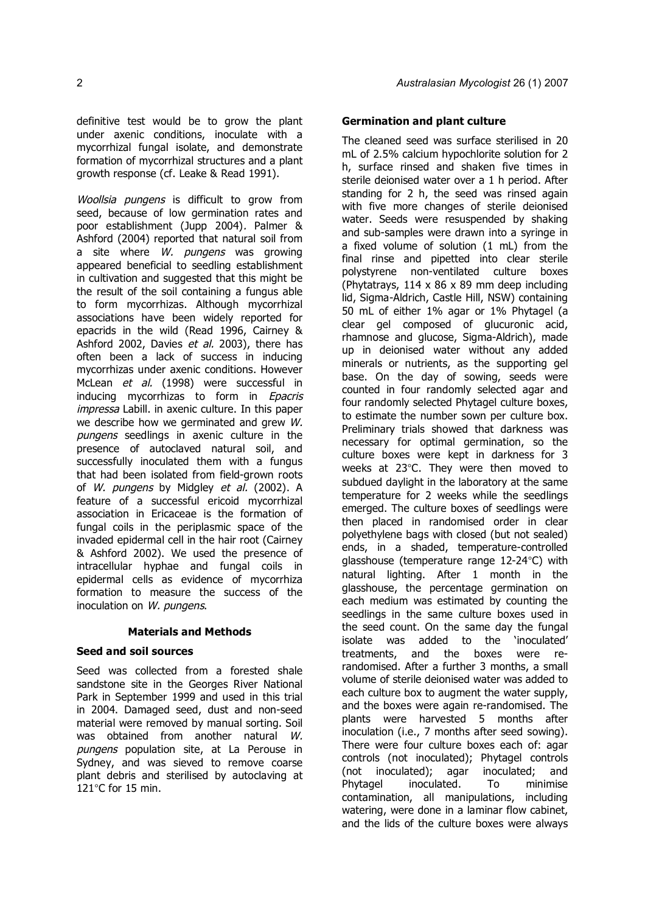definitive test would be to grow the plant under axenic conditions, inoculate with a mycorrhizal fungal isolate, and demonstrate formation of mycorrhizal structures and a plant growth response (cf. Leake & Read 1991).

*Woollsia pungens* is difficult to grow from seed, because of low germination rates and poor establishment (Jupp 2004). Palmer & Ashford (2004) reported that natural soil from a site where *W. pungens* was growing appeared beneficial to seedling establishment in cultivation and suggested that this might be the result of the soil containing a fungus able to form mycorrhizas. Although mycorrhizal associations have been widely reported for epacrids in the wild (Read 1996, Cairney & Ashford 2002, Davies *et al.* 2003), there has often been a lack of success in inducing mycorrhizas under axenic conditions. However McLean *et al.* (1998) were successful in inducing mycorrhizas to form in *Epacris impressa* Labill. in axenic culture. In this paper we describe how we germinated and grew *W. pungens* seedlings in axenic culture in the presence of autoclaved natural soil, and successfully inoculated them with a fungus that had been isolated from field-grown roots of *W. pungens* by Midgley *et al.* (2002). A feature of a successful ericoid mycorrhizal association in Ericaceae is the formation of fungal coils in the periplasmic space of the invaded epidermal cell in the hair root (Cairney & Ashford 2002). We used the presence of intracellular hyphae and fungal coils in epidermal cells as evidence of mycorrhiza formation to measure the success of the inoculation on *W. pungens*.

## Materials and Methods

### Seed and soil sources

Seed was collected from a forested shale sandstone site in the Georges River National Park in September 1999 and used in this trial in 2004. Damaged seed, dust and non-seed material were removed by manual sorting. Soil was obtained from another natural *W. pungens* population site, at La Perouse in Sydney, and was sieved to remove coarse plant debris and sterilised by autoclaving at 121°C for 15 min.

### Germination and plant culture

The cleaned seed was surface sterilised in 20 mL of 2.5% calcium hypochlorite solution for 2 h, surface rinsed and shaken five times in sterile deionised water over a 1 h period. After standing for 2 h, the seed was rinsed again with five more changes of sterile deionised water. Seeds were resuspended by shaking and sub-samples were drawn into a syringe in a fixed volume of solution (1 mL) from the final rinse and pipetted into clear sterile polystyrene non-ventilated culture boxes (Phytatrays, 114 x 86 x 89 mm deep including lid, Sigma-Aldrich, Castle Hill, NSW) containing 50 mL of either 1% agar or 1% Phytagel (a clear gel composed of glucuronic acid, rhamnose and glucose, Sigma-Aldrich), made up in deionised water without any added minerals or nutrients, as the supporting gel base. On the day of sowing, seeds were counted in four randomly selected agar and four randomly selected Phytagel culture boxes, to estimate the number sown per culture box. Preliminary trials showed that darkness was necessary for optimal germination, so the culture boxes were kept in darkness for 3 weeks at 23°C. They were then moved to subdued daylight in the laboratory at the same temperature for 2 weeks while the seedlings emerged. The culture boxes of seedlings were then placed in randomised order in clear polyethylene bags with closed (but not sealed) ends, in a shaded, temperature-controlled glasshouse (temperature range 12-24°C) with natural lighting. After 1 month in the glasshouse, the percentage germination on each medium was estimated by counting the seedlings in the same culture boxes used in the seed count. On the same day the fungal isolate was added to the 'inoculated' treatments, and the boxes were re-randomised. After a further 3 months, a small volume of sterile deionised water was added to each culture box to augment the water supply, and the boxes were again re-randomised. The plants were harvested 5 months after inoculation (i.e., 7 months after seed sowing). There were four culture boxes each of: agar controls (not inoculated); Phytagel controls (not inoculated); agar inoculated; and Phytagel inoculated. To minimise contamination, all manipulations, including watering, were done in a laminar flow cabinet, and the lids of the culture boxes were always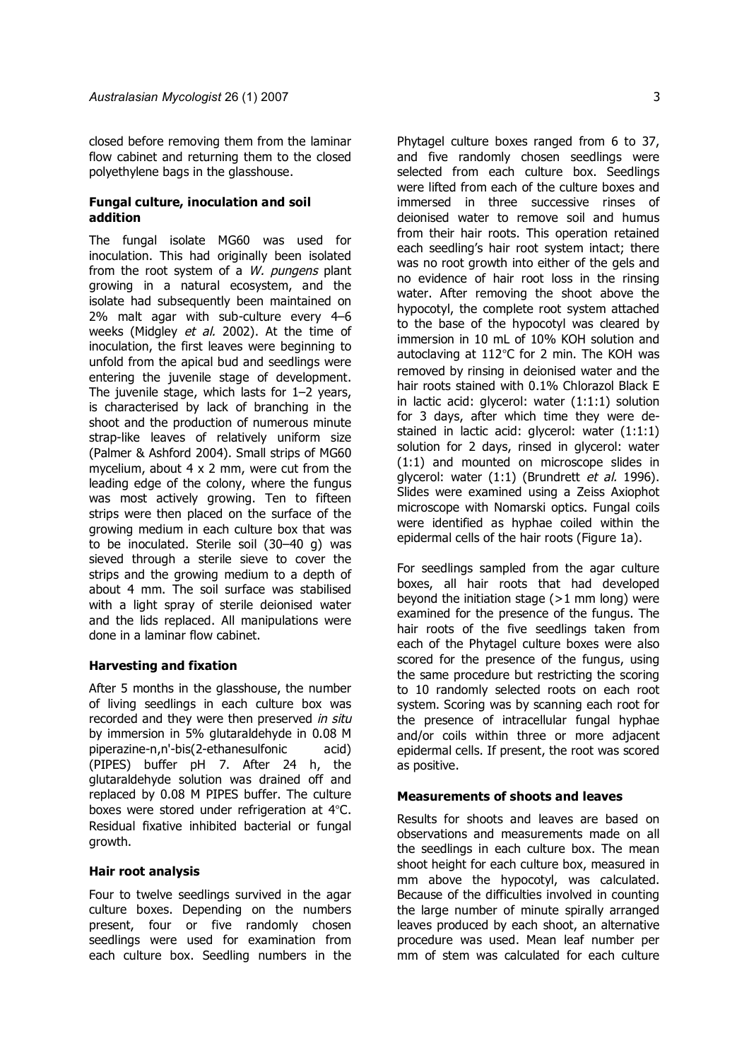closed before removing them from the laminar flow cabinet and returning them to the closed polyethylene bags in the glasshouse.

### Fungal culture, inoculation and soil addition

The fungal isolate MG60 was used for inoculation. This had originally been isolated from the root system of a *W. pungens* plant growing in a natural ecosystem, and the isolate had subsequently been maintained on 2% malt agar with sub-culture every 4–6 weeks (Midgley *et al.* 2002). At the time of inoculation, the first leaves were beginning to unfold from the apical bud and seedlings were entering the juvenile stage of development. The juvenile stage, which lasts for 1–2 years, is characterised by lack of branching in the shoot and the production of numerous minute strap-like leaves of relatively uniform size (Palmer & Ashford 2004). Small strips of MG60 mycelium, about 4 x 2 mm, were cut from the leading edge of the colony, where the fungus was most actively growing. Ten to fifteen strips were then placed on the surface of the growing medium in each culture box that was to be inoculated. Sterile soil (30–40 g) was sieved through a sterile sieve to cover the strips and the growing medium to a depth of about 4 mm. The soil surface was stabilised with a light spray of sterile deionised water and the lids replaced. All manipulations were done in a laminar flow cabinet.

### Harvesting and fixation

After 5 months in the glasshouse, the number of living seedlings in each culture box was recorded and they were then preserved *in situ* by immersion in 5% glutaraldehyde in 0.08 M piperazine-n,n'-bis(2-ethanesulfonic acid) (PIPES) buffer pH 7. After 24 h, the glutaraldehyde solution was drained off and replaced by 0.08 M PIPES buffer. The culture boxes were stored under refrigeration at 4°C. Residual fixative inhibited bacterial or fungal growth.

### Hair root analysis

Four to twelve seedlings survived in the agar culture boxes. Depending on the numbers present, four or five randomly chosen seedlings were used for examination from each culture box. Seedling numbers in the Phytagel culture boxes ranged from 6 to 37, and five randomly chosen seedlings were selected from each culture box. Seedlings were lifted from each of the culture boxes and immersed in three successive rinses of deionised water to remove soil and humus from their hair roots. This operation retained each seedling's hair root system intact; there was no root growth into either of the gels and no evidence of hair root loss in the rinsing water. After removing the shoot above the hypocotyl, the complete root system attached to the base of the hypocotyl was cleared by immersion in 10 mL of 10% KOH solution and autoclaving at 112°C for 2 min. The KOH was removed by rinsing in deionised water and the hair roots stained with 0.1% Chlorazol Black E in lactic acid: glycerol: water (1:1:1) solution for 3 days, after which time they were de-stained in lactic acid: glycerol: water (1:1:1) solution for 2 days, rinsed in glycerol: water (1:1) and mounted on microscope slides in glycerol: water (1:1) (Brundrett *et al.* 1996). Slides were examined using a Zeiss Axiophot microscope with Nomarski optics. Fungal coils were identified as hyphae coiled within the epidermal cells of the hair roots (Figure 1a).

For seedlings sampled from the agar culture boxes, all hair roots that had developed beyond the initiation stage (>1 mm long) were examined for the presence of the fungus. The hair roots of the five seedlings taken from each of the Phytagel culture boxes were also scored for the presence of the fungus, using the same procedure but restricting the scoring to 10 randomly selected roots on each root system. Scoring was by scanning each root for the presence of intracellular fungal hyphae and/or coils within three or more adjacent epidermal cells. If present, the root was scored as positive.

### Measurements of shoots and leaves

Results for shoots and leaves are based on observations and measurements made on all the seedlings in each culture box. The mean shoot height for each culture box, measured in mm above the hypocotyl, was calculated. Because of the difficulties involved in counting the large number of minute spirally arranged leaves produced by each shoot, an alternative procedure was used. Mean leaf number per mm of stem was calculated for each culture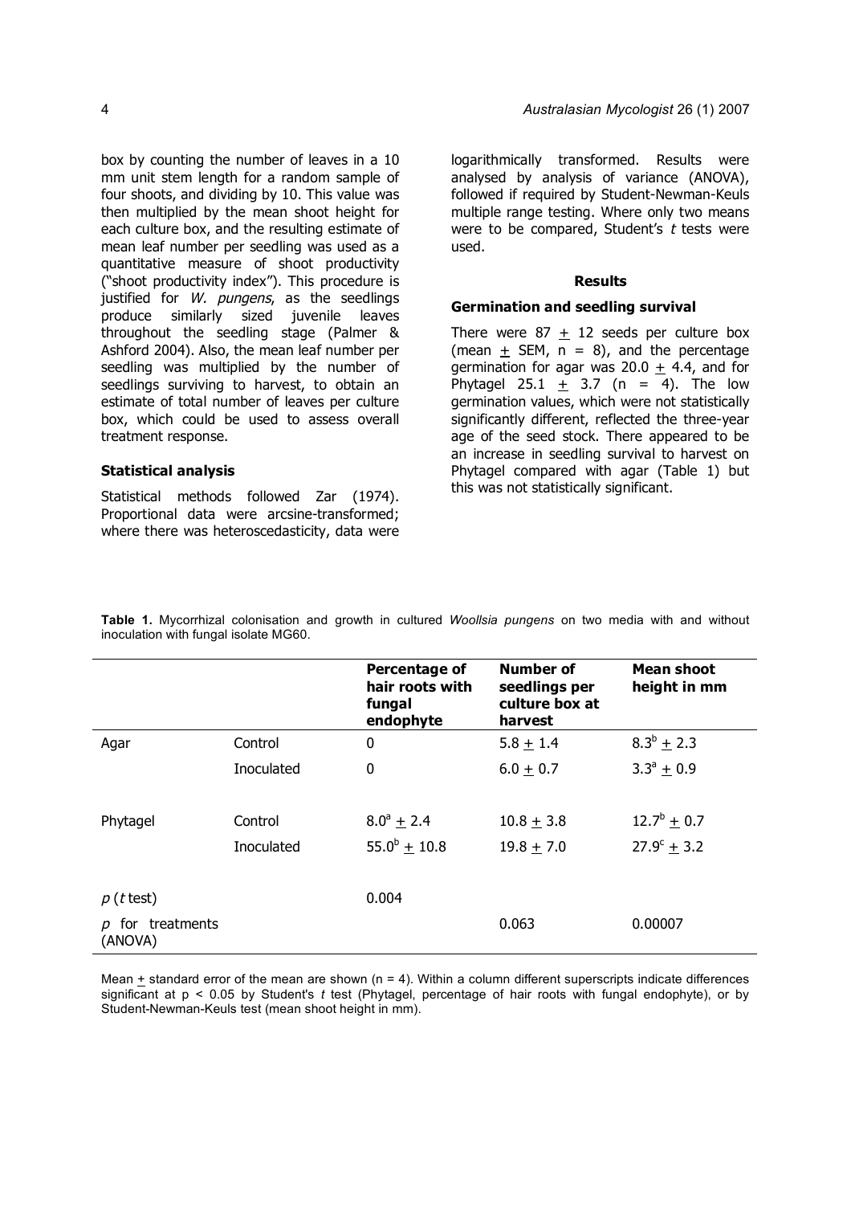box by counting the number of leaves in a 10 mm unit stem length for a random sample of four shoots, and dividing by 10. This value was then multiplied by the mean shoot height for each culture box, and the resulting estimate of mean leaf number per seedling was used as a quantitative measure of shoot productivity ("shoot productivity index"). This procedure is justified for *W. pungens*, as the seedlings produce similarly sized juvenile leaves throughout the seedling stage (Palmer & Ashford 2004). Also, the mean leaf number per seedling was multiplied by the number of seedlings surviving to harvest, to obtain an estimate of total number of leaves per culture box, which could be used to assess overall treatment response.

### Statistical analysis

Statistical methods followed Zar (1974). Proportional data were arcsine-transformed; where there was heteroscedasticity, data were logarithmically transformed. Results were analysed by analysis of variance (ANOVA), followed if required by Student-Newman-Keuls multiple range testing. Where only two means were to be compared, Student's *t* tests were used.

## Results

### Germination and seedling survival

There were 87 $\pm$ 12 seeds per culture box (mean $\pm$ SEM, $n = 8$), and the percentage germination for agar was 20.0 $\pm$ 4.4, and for Phytagel 25.1 $\pm$ 3.7 ($n = 4$). The low germination values, which were not statistically significantly different, reflected the three-year age of the seed stock. There appeared to be an increase in seedling survival to harvest on Phytagel compared with agar (Table 1) but this was not statistically significant.

**Table 1.** Mycorrhizal colonisation and growth in cultured *Woollsia pungens* on two media with and without inoculation with fungal isolate MG60.

| | | Percentage of hair roots with fungal endophyte | Number of seedlings per culture box at harvest | Mean shoot height in mm |
|---|---|---|---|---|
| Agar | Control | 0 | 5.8 $\pm$ 1.4 | $8.3^{b} \pm 2.3$ |
| | Inoculated | 0 | 6.0 $\pm$ 0.7 | $3.3^{a} \pm 0.9$ |
| Phytagel | Control | $8.0^{a} \pm 2.4$ | 10.8 $\pm$ 3.8 | $12.7^{b} \pm 0.7$ |
| | Inoculated | $55.0^{b} \pm 10.8$ | 19.8 $\pm$ 7.0 | $27.9^{c} \pm 3.2$ |
| $p$ ($t$ test) | | 0.004 | | |
| $p$ for treatments (ANOVA) | | | 0.063 | 0.00007 |

Mean $\pm$ standard error of the mean are shown ($n = 4$). Within a column different superscripts indicate differences significant at $p < 0.05$ by Student's *t* test (Phytagel, percentage of hair roots with fungal endophyte), or by Student-Newman-Keuls test (mean shoot height in mm).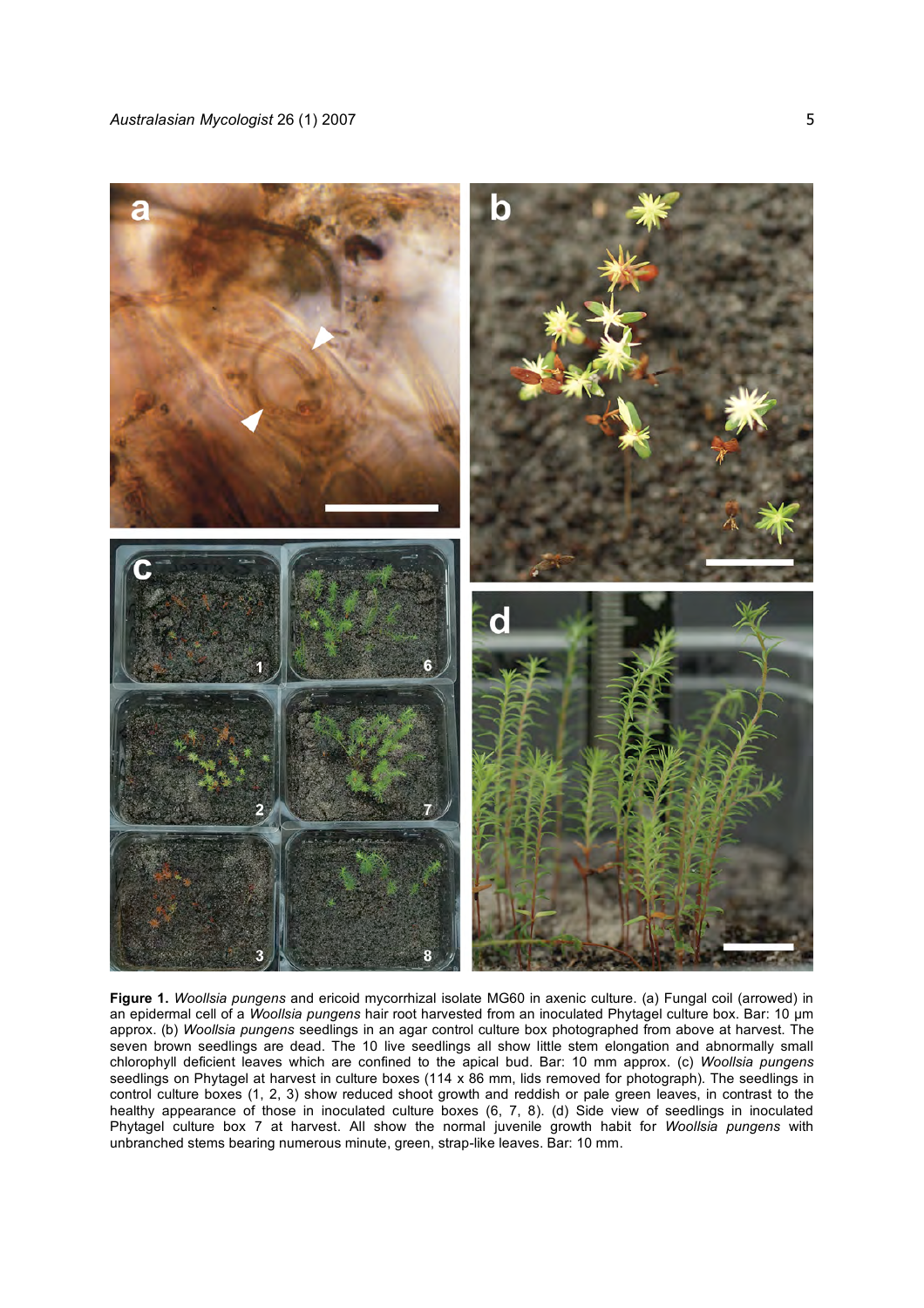**Figure 1.** *Woollsia pungens* and ericoid mycorrhizal isolate MG60 in axenic culture. (a) Fungal coil (arrowed) in an epidermal cell of a *Woollsia pungens* hair root harvested from an inoculated Phytagel culture box. Bar: 10 µm approx. (b) *Woollsia pungens* seedlings in an agar control culture box photographed from above at harvest. The seven brown seedlings are dead. The 10 live seedlings all show little stem elongation and abnormally small chlorophyll deficient leaves which are confined to the apical bud. Bar: 10 mm approx. (c) *Woollsia pungens* seedlings on Phytagel at harvest in culture boxes (114 x 86 mm, lids removed for photograph). The seedlings in control culture boxes (1, 2, 3) show reduced shoot growth and reddish or pale green leaves, in contrast to the healthy appearance of those in inoculated culture boxes (6, 7, 8). (d) Side view of seedlings in inoculated Phytagel culture box 7 at harvest. All show the normal juvenile growth habit for *Woollsia pungens* with unbranched stems bearing numerous minute, green, strap-like leaves. Bar: 10 mm.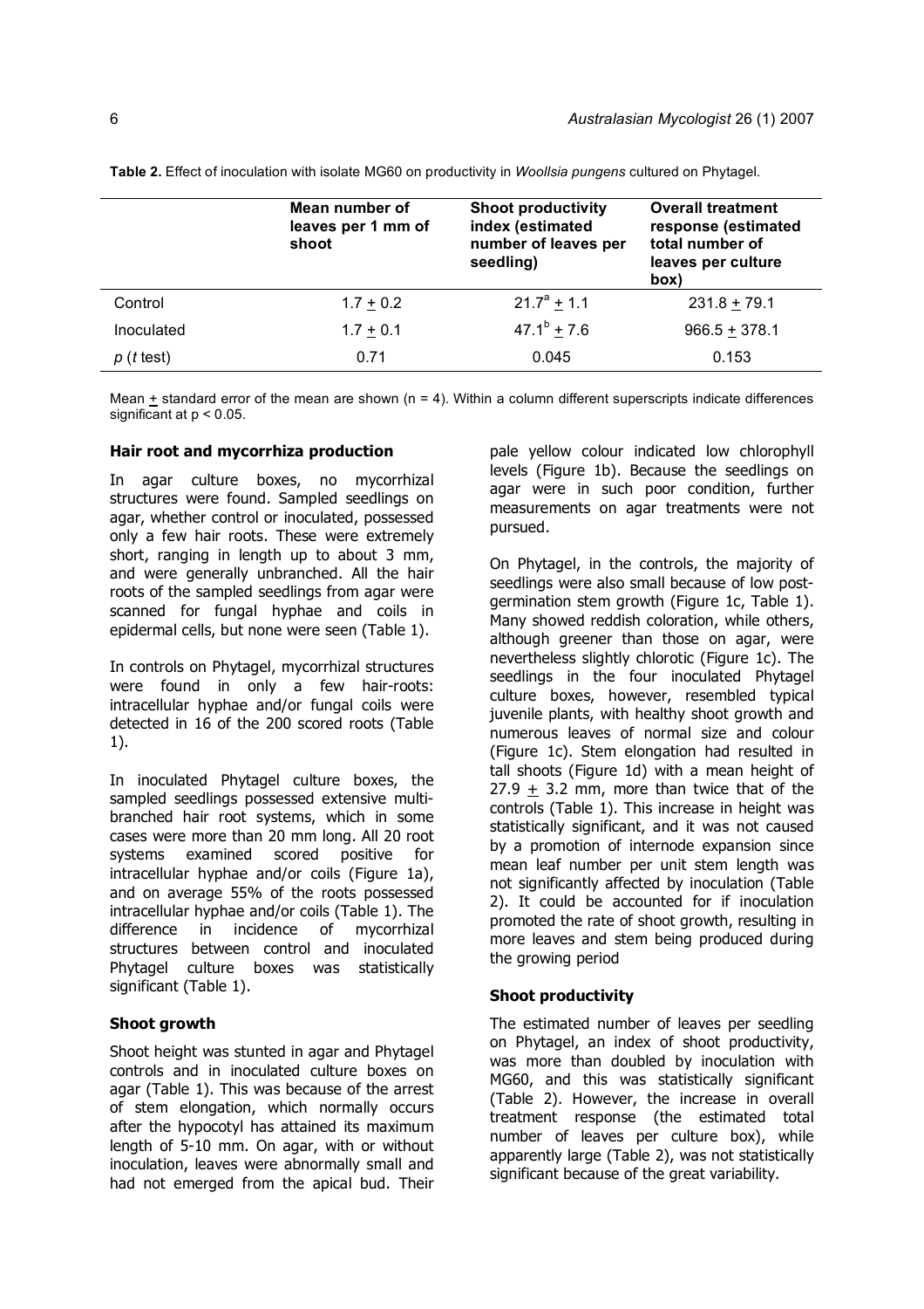**Table 2.** Effect of inoculation with isolate MG60 on productivity in *Woollsia pungens* cultured on Phytagel.

| | Mean number of leaves per 1 mm of shoot | Shoot productivity index (estimated number of leaves per seedling) | Overall treatment response (estimated total number of leaves per culture box) |
|---|---|---|---|
| Control | 1.7 ± 0.2 | $21.7^a$ ± 1.1 | 231.8 ± 79.1 |
| Inoculated | 1.7 ± 0.1 | $47.1^b$ ± 7.6 | 966.5 ± 378.1 |
| $p$ ($t$ test) | 0.71 | 0.045 | 0.153 |

Mean ± standard error of the mean are shown (n = 4). Within a column different superscripts indicate differences significant at $p < 0.05$.

### Hair root and mycorrhiza production

In agar culture boxes, no mycorrhizal structures were found. Sampled seedlings on agar, whether control or inoculated, possessed only a few hair roots. These were extremely short, ranging in length up to about 3 mm, and were generally unbranched. All the hair roots of the sampled seedlings from agar were scanned for fungal hyphae and coils in epidermal cells, but none were seen (Table 1).

In controls on Phytagel, mycorrhizal structures were found in only a few hair-roots: intracellular hyphae and/or fungal coils were detected in 16 of the 200 scored roots (Table 1).

In inoculated Phytagel culture boxes, the sampled seedlings possessed extensive multi-branched hair root systems, which in some cases were more than 20 mm long. All 20 root systems examined scored positive for intracellular hyphae and/or coils (Figure 1a), and on average 55% of the roots possessed intracellular hyphae and/or coils (Table 1). The difference in incidence of mycorrhizal structures between control and inoculated Phytagel culture boxes was statistically significant (Table 1).

### Shoot growth

Shoot height was stunted in agar and Phytagel controls and in inoculated culture boxes on agar (Table 1). This was because of the arrest of stem elongation, which normally occurs after the hypocotyl has attained its maximum length of 5-10 mm. On agar, with or without inoculation, leaves were abnormally small and had not emerged from the apical bud. Their pale yellow colour indicated low chlorophyll levels (Figure 1b). Because the seedlings on agar were in such poor condition, further measurements on agar treatments were not pursued.

On Phytagel, in the controls, the majority of seedlings were also small because of low post-germination stem growth (Figure 1c, Table 1). Many showed reddish coloration, while others, although greener than those on agar, were nevertheless slightly chlorotic (Figure 1c). The seedlings in the four inoculated Phytagel culture boxes, however, resembled typical juvenile plants, with healthy shoot growth and numerous leaves of normal size and colour (Figure 1c). Stem elongation had resulted in tall shoots (Figure 1d) with a mean height of 27.9 ± 3.2 mm, more than twice that of the controls (Table 1). This increase in height was statistically significant, and it was not caused by a promotion of internode expansion since mean leaf number per unit stem length was not significantly affected by inoculation (Table 2). It could be accounted for if inoculation promoted the rate of shoot growth, resulting in more leaves and stem being produced during the growing period

### Shoot productivity

The estimated number of leaves per seedling on Phytagel, an index of shoot productivity, was more than doubled by inoculation with MG60, and this was statistically significant (Table 2). However, the increase in overall treatment response (the estimated total number of leaves per culture box), while apparently large (Table 2), was not statistically significant because of the great variability.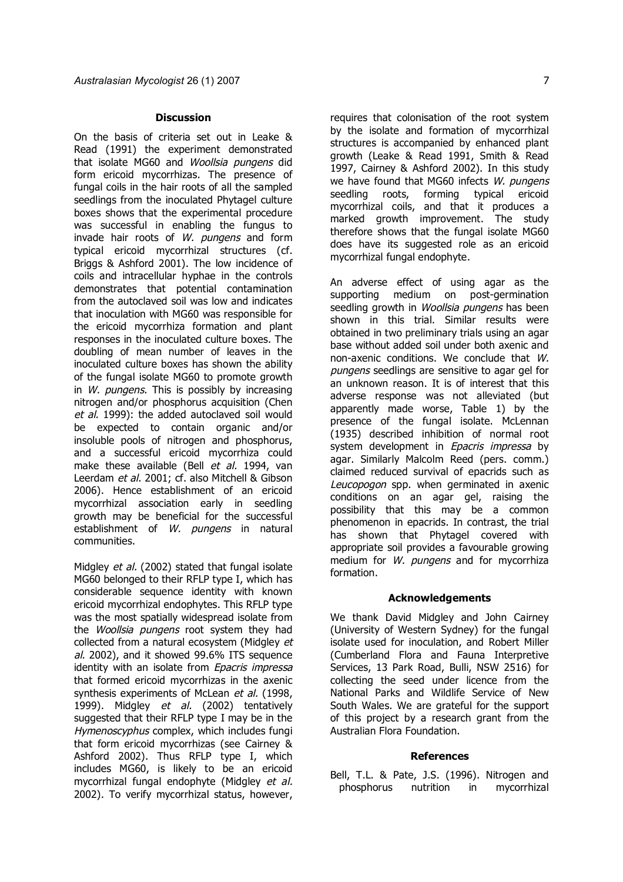### Discussion

On the basis of criteria set out in Leake & Read (1991) the experiment demonstrated that isolate MG60 and *Woollsia pungens* did form ericoid mycorrhizas. The presence of fungal coils in the hair roots of all the sampled seedlings from the inoculated Phytagel culture boxes shows that the experimental procedure was successful in enabling the fungus to invade hair roots of *W. pungens* and form typical ericoid mycorrhizal structures (cf. Briggs & Ashford 2001). The low incidence of coils and intracellular hyphae in the controls demonstrates that potential contamination from the autoclaved soil was low and indicates that inoculation with MG60 was responsible for the ericoid mycorrhiza formation and plant responses in the inoculated culture boxes. The doubling of mean number of leaves in the inoculated culture boxes has shown the ability of the fungal isolate MG60 to promote growth in *W. pungens*. This is possibly by increasing nitrogen and/or phosphorus acquisition (Chen *et al.* 1999): the added autoclaved soil would be expected to contain organic and/or insoluble pools of nitrogen and phosphorus, and a successful ericoid mycorrhiza could make these available (Bell *et al.* 1994, van Leerdam *et al.* 2001; cf. also Mitchell & Gibson 2006). Hence establishment of an ericoid mycorrhizal association early in seedling growth may be beneficial for the successful establishment of *W. pungens* in natural communities.

Midgley *et al.* (2002) stated that fungal isolate MG60 belonged to their RFLP type I, which has considerable sequence identity with known ericoid mycorrhizal endophytes. This RFLP type was the most spatially widespread isolate from the *Woollsia pungens* root system they had collected from a natural ecosystem (Midgley *et al.* 2002), and it showed 99.6% ITS sequence identity with an isolate from *Epacris impressa* that formed ericoid mycorrhizas in the axenic synthesis experiments of McLean *et al.* (1998, 1999). Midgley *et al.* (2002) tentatively suggested that their RFLP type I may be in the *Hymenoscyphus* complex, which includes fungi that form ericoid mycorrhizas (see Cairney & Ashford 2002). Thus RFLP type I, which includes MG60, is likely to be an ericoid mycorrhizal fungal endophyte (Midgley *et al.* 2002). To verify mycorrhizal status, however, requires that colonisation of the root system by the isolate and formation of mycorrhizal structures is accompanied by enhanced plant growth (Leake & Read 1991, Smith & Read 1997, Cairney & Ashford 2002). In this study we have found that MG60 infects *W. pungens* seedling roots, forming typical ericoid mycorrhizal coils, and that it produces a marked growth improvement. The study therefore shows that the fungal isolate MG60 does have its suggested role as an ericoid mycorrhizal fungal endophyte.

An adverse effect of using agar as the supporting medium on post-germination seedling growth in *Woollsia pungens* has been shown in this trial. Similar results were obtained in two preliminary trials using an agar base without added soil under both axenic and non-axenic conditions. We conclude that *W. pungens* seedlings are sensitive to agar gel for an unknown reason. It is of interest that this adverse response was not alleviated (but apparently made worse, Table 1) by the presence of the fungal isolate. McLennan (1935) described inhibition of normal root system development in *Epacris impressa* by agar. Similarly Malcolm Reed (pers. comm.) claimed reduced survival of epacrids such as *Leucopogon* spp. when germinated in axenic conditions on an agar gel, raising the possibility that this may be a common phenomenon in epacrids. In contrast, the trial has shown that Phytagel covered with appropriate soil provides a favourable growing medium for *W. pungens* and for mycorrhiza formation.

### Acknowledgements

We thank David Midgley and John Cairney (University of Western Sydney) for the fungal isolate used for inoculation, and Robert Miller (Cumberland Flora and Fauna Interpretive Services, 13 Park Road, Bulli, NSW 2516) for collecting the seed under licence from the National Parks and Wildlife Service of New South Wales. We are grateful for the support of this project by a research grant from the Australian Flora Foundation.

### References

Bell, T.L. & Pate, J.S. (1996). Nitrogen and phosphorus nutrition in mycorrhizal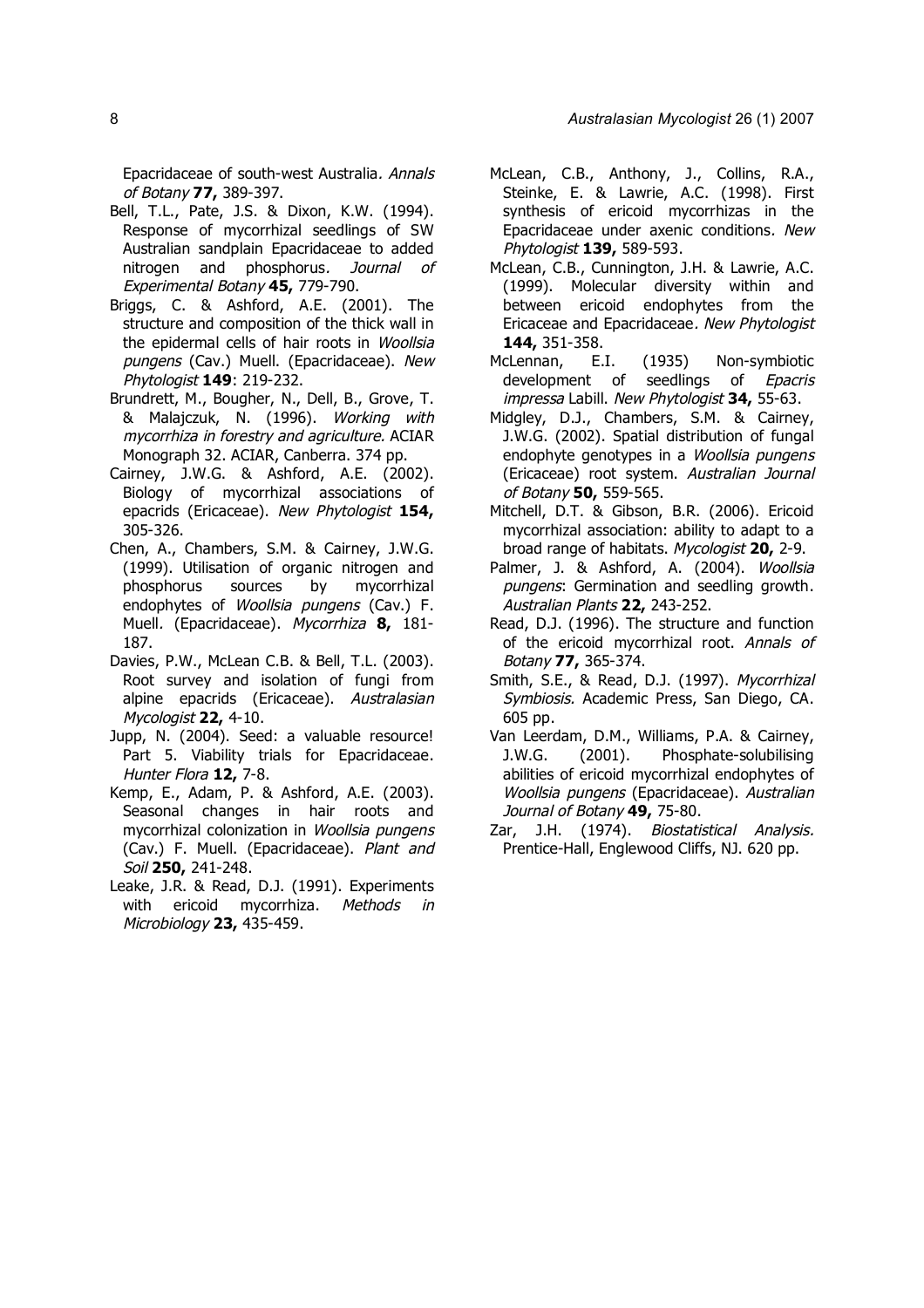Epacridaceae of south-west Australia. *Annals of Botany* **77,** 389-397.

Bell, T.L., Pate, J.S. & Dixon, K.W. (1994). Response of mycorrhizal seedlings of SW Australian sandplain Epacridaceae to added nitrogen and phosphorus. *Journal of Experimental Botany* **45,** 779-790.

Briggs, C. & Ashford, A.E. (2001). The structure and composition of the thick wall in the epidermal cells of hair roots in *Woollsia pungens* (Cav.) Muell. (Epacridaceae). *New Phytologist* **149**: 219-232.

Brundrett, M., Bougher, N., Dell, B., Grove, T. & Malajczuk, N. (1996). *Working with mycorrhiza in forestry and agriculture.* ACIAR Monograph 32. ACIAR, Canberra. 374 pp.

Cairney, J.W.G. & Ashford, A.E. (2002). Biology of mycorrhizal associations of epacrids (Ericaceae). *New Phytologist* **154,** 305-326.

Chen, A., Chambers, S.M. & Cairney, J.W.G. (1999). Utilisation of organic nitrogen and phosphorus sources by mycorrhizal endophytes of *Woollsia pungens* (Cav.) F. Muell. (Epacridaceae). *Mycorrhiza* **8,** 181-187.

Davies, P.W., McLean C.B. & Bell, T.L. (2003). Root survey and isolation of fungi from alpine epacrids (Ericaceae). *Australasian Mycologist* **22,** 4-10.

Jupp, N. (2004). Seed: a valuable resource! Part 5. Viability trials for Epacridaceae. *Hunter Flora* **12,** 7-8.

Kemp, E., Adam, P. & Ashford, A.E. (2003). Seasonal changes in hair roots and mycorrhizal colonization in *Woollsia pungens* (Cav.) F. Muell. (Epacridaceae). *Plant and Soil* **250,** 241-248.

Leake, J.R. & Read, D.J. (1991). Experiments with ericoid mycorrhiza. *Methods in Microbiology* **23,** 435-459.

McLean, C.B., Anthony, J., Collins, R.A., Steinke, E. & Lawrie, A.C. (1998). First synthesis of ericoid mycorrhizas in the Epacridaceae under axenic conditions. *New Phytologist* **139,** 589-593.

McLean, C.B., Cunnington, J.H. & Lawrie, A.C. (1999). Molecular diversity within and between ericoid endophytes from the Ericaceae and Epacridaceae. *New Phytologist* **144,** 351-358.

McLennan, E.I. (1935) Non-symbiotic development of seedlings of *Epacris impressa* Labill. *New Phytologist* **34,** 55-63.

Midgley, D.J., Chambers, S.M. & Cairney, J.W.G. (2002). Spatial distribution of fungal endophyte genotypes in a *Woollsia pungens* (Ericaceae) root system. *Australian Journal of Botany* **50,** 559-565.

Mitchell, D.T. & Gibson, B.R. (2006). Ericoid mycorrhizal association: ability to adapt to a broad range of habitats. *Mycologist* **20,** 2-9.

Palmer, J. & Ashford, A. (2004). *Woollsia pungens*: Germination and seedling growth. *Australian Plants* **22,** 243-252.

Read, D.J. (1996). The structure and function of the ericoid mycorrhizal root. *Annals of Botany* **77,** 365-374.

Smith, S.E., & Read, D.J. (1997). *Mycorrhizal Symbiosis.* Academic Press, San Diego, CA. 605 pp.

Van Leerdam, D.M., Williams, P.A. & Cairney, J.W.G. (2001). Phosphate-solubilising abilities of ericoid mycorrhizal endophytes of *Woollsia pungens* (Epacridaceae). *Australian Journal of Botany* **49,** 75-80.

Zar, J.H. (1974). *Biostatistical Analysis.* Prentice-Hall, Englewood Cliffs, NJ. 620 pp.